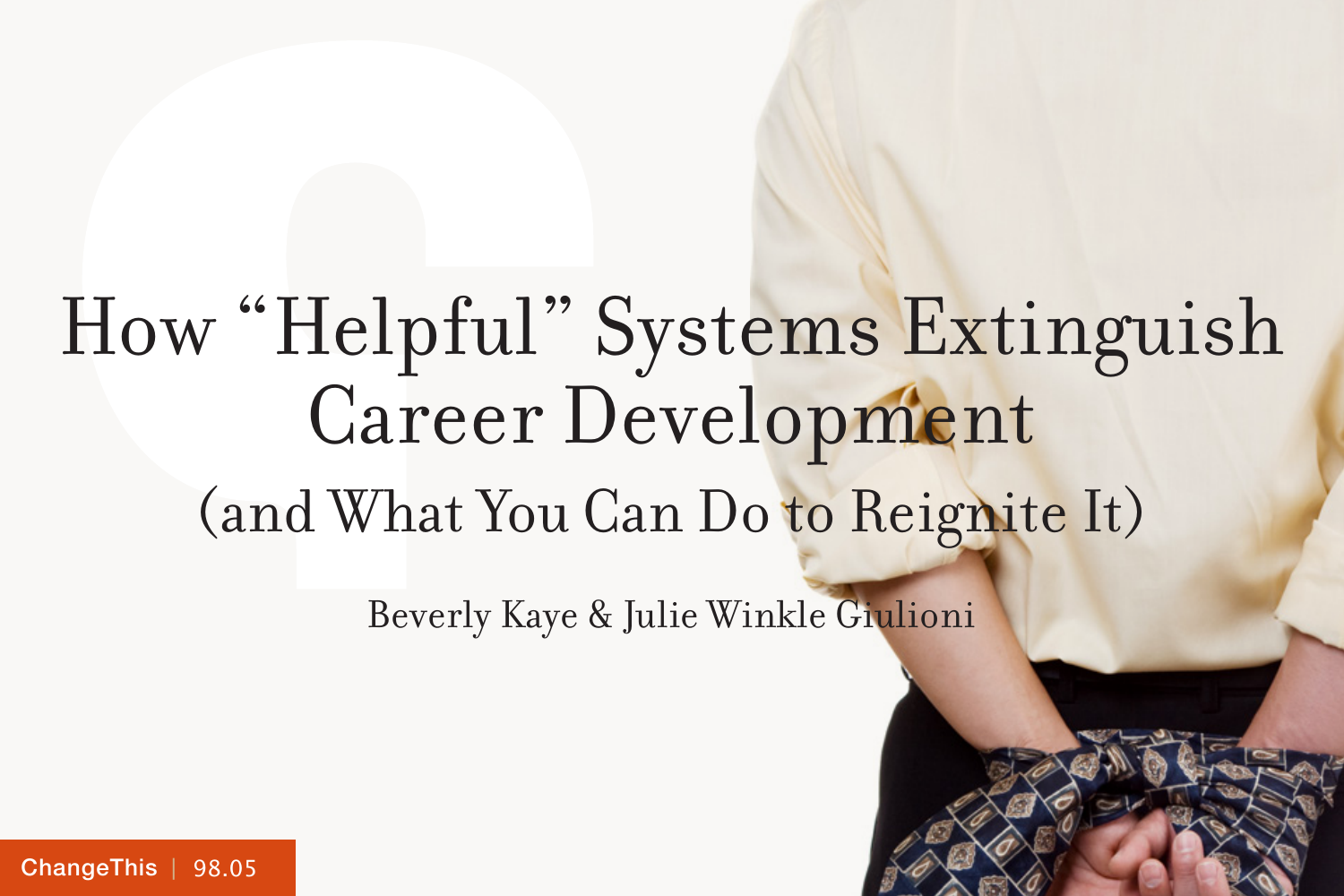# How "Helpful" Systems Extinguish Career Development

## (and What You Can Do to Reignite It)

Beverly Kaye & Julie Winkle Giulioni

ChangeThis | 98.05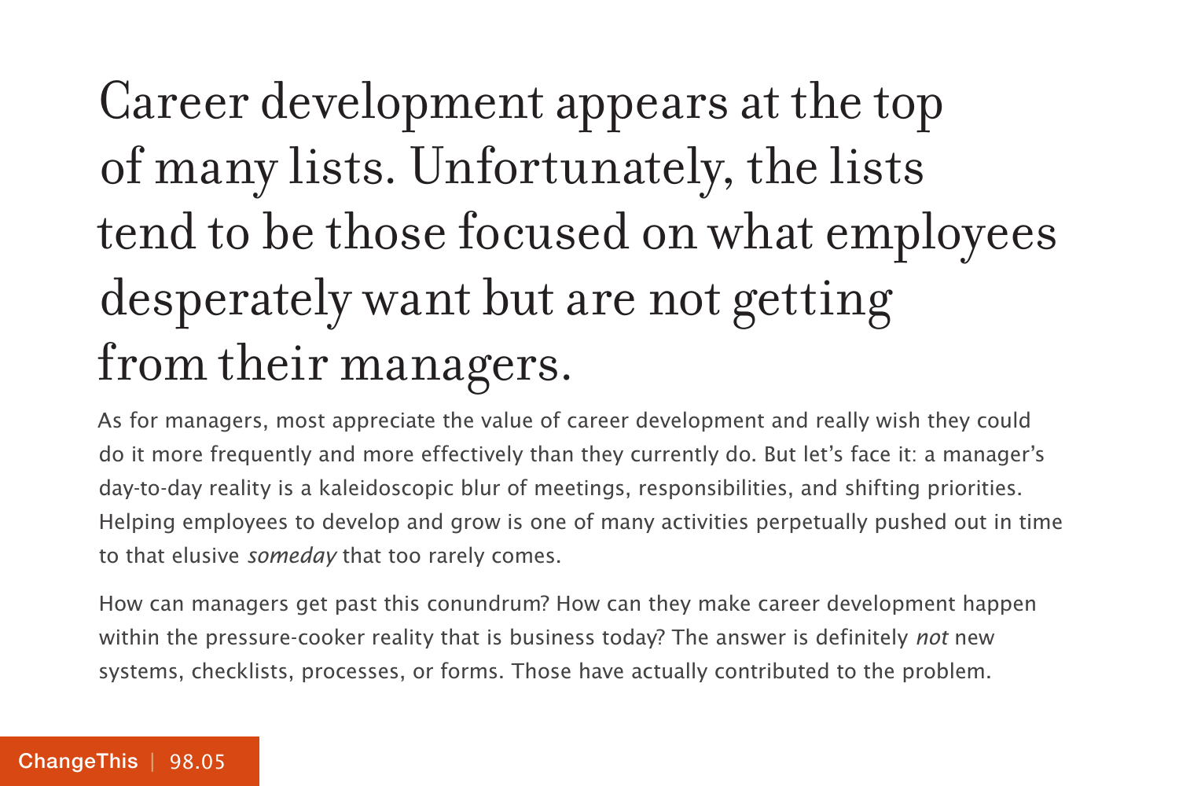# Career development appears at the top of many lists. Unfortunately, the lists tend to be those focused on what employees desperately want but are not getting from their managers.

As for managers, most appreciate the value of career development and really wish they could do it more frequently and more effectively than they currently do. But let's face it: a manager's day-to-day reality is a kaleidoscopic blur of meetings, responsibilities, and shifting priorities. Helping employees to develop and grow is one of many activities perpetually pushed out in time to that elusive *someday* that too rarely comes.

How can managers get past this conundrum? How can they make career development happen within the pressure-cooker reality that is business today? The answer is definitely *not* new systems, checklists, processes, or forms. Those have actually contributed to the problem.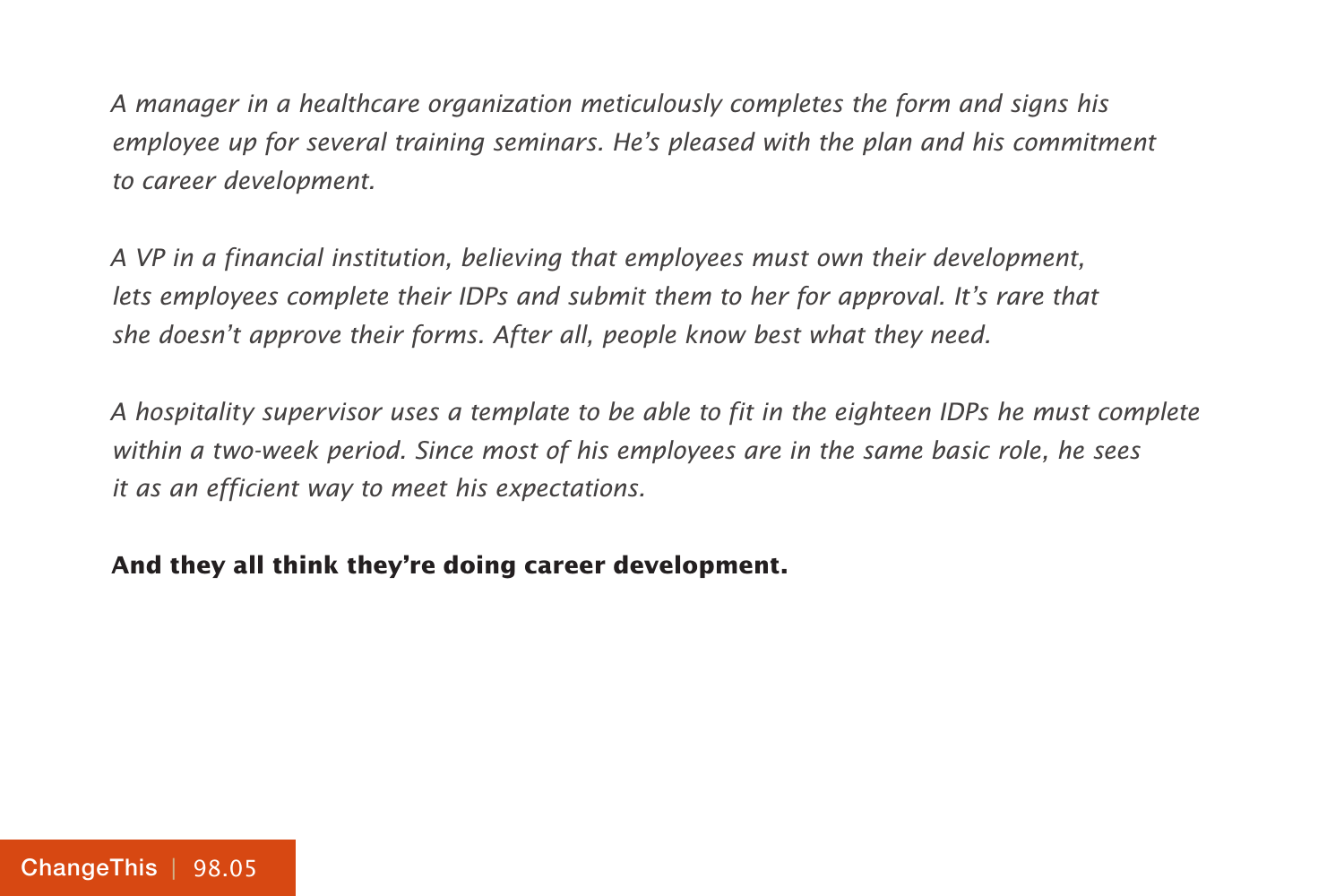*A manager in a healthcare organization meticulously completes the form and signs his employee up for several training seminars. He's pleased with the plan and his commitment to career development.*

*A VP in a financial institution, believing that employees must own their development, lets employees complete their IDPs and submit them to her for approval. It's rare that she doesn't approve their forms. After all, people know best what they need.*

*A hospitality supervisor uses a template to be able to fit in the eighteen IDPs he must complete within a two-week period. Since most of his employees are in the same basic role, he sees it as an efficient way to meet his expectations.*

**And they all think they're doing career development.**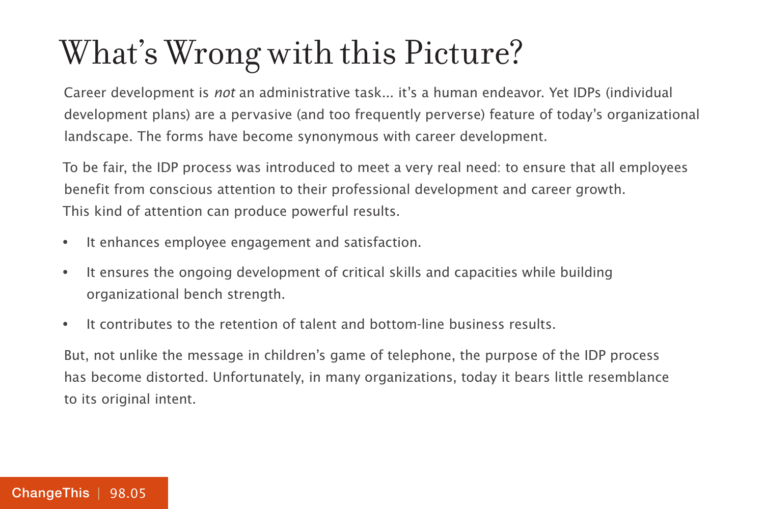# What's Wrong with this Picture?

Career development is *not* an administrative task... it's a human endeavor. Yet IDPs (individual development plans) are a pervasive (and too frequently perverse) feature of today's organizational landscape. The forms have become synonymous with career development.

To be fair, the IDP process was introduced to meet a very real need: to ensure that all employees benefit from conscious attention to their professional development and career growth. This kind of attention can produce powerful results.

- It enhances employee engagement and satisfaction.
- It ensures the ongoing development of critical skills and capacities while building organizational bench strength.
- It contributes to the retention of talent and bottom-line business results.

But, not unlike the message in children's game of telephone, the purpose of the IDP process has become distorted. Unfortunately, in many organizations, today it bears little resemblance to its original intent.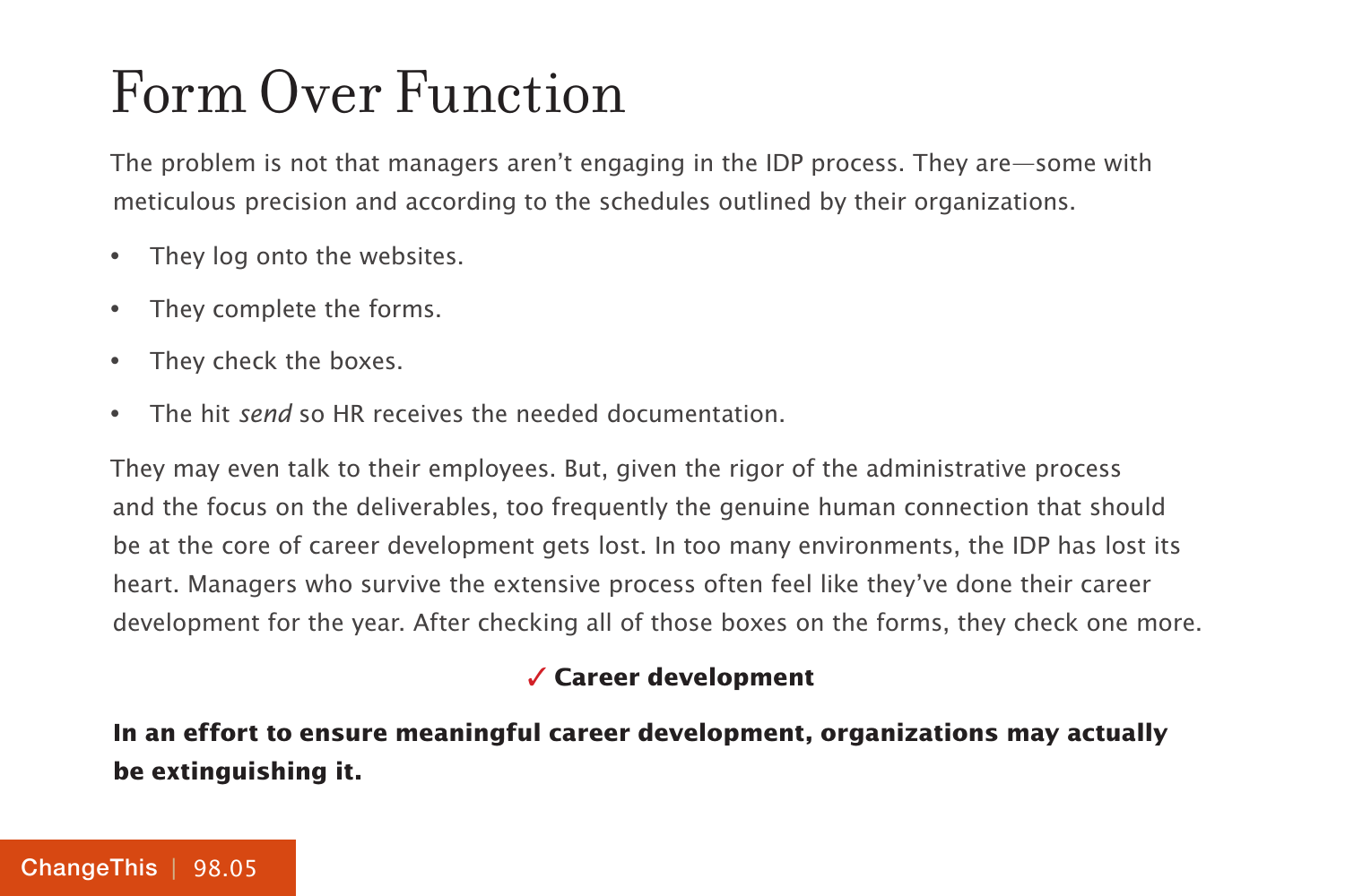# Form Over Function

The problem is not that managers aren't engaging in the IDP process. They are—some with meticulous precision and according to the schedules outlined by their organizations.

- They log onto the websites.
- They complete the forms.
- They check the boxes.
- The hit *send* so HR receives the needed documentation.

They may even talk to their employees. But, given the rigor of the administrative process and the focus on the deliverables, too frequently the genuine human connection that should be at the core of career development gets lost. In too many environments, the IDP has lost its heart. Managers who survive the extensive process often feel like they've done their career development for the year. After checking all of those boxes on the forms, they check one more.

✓ **Career development**

**In an effort to ensure meaningful career development, organizations may actually be extinguishing it.**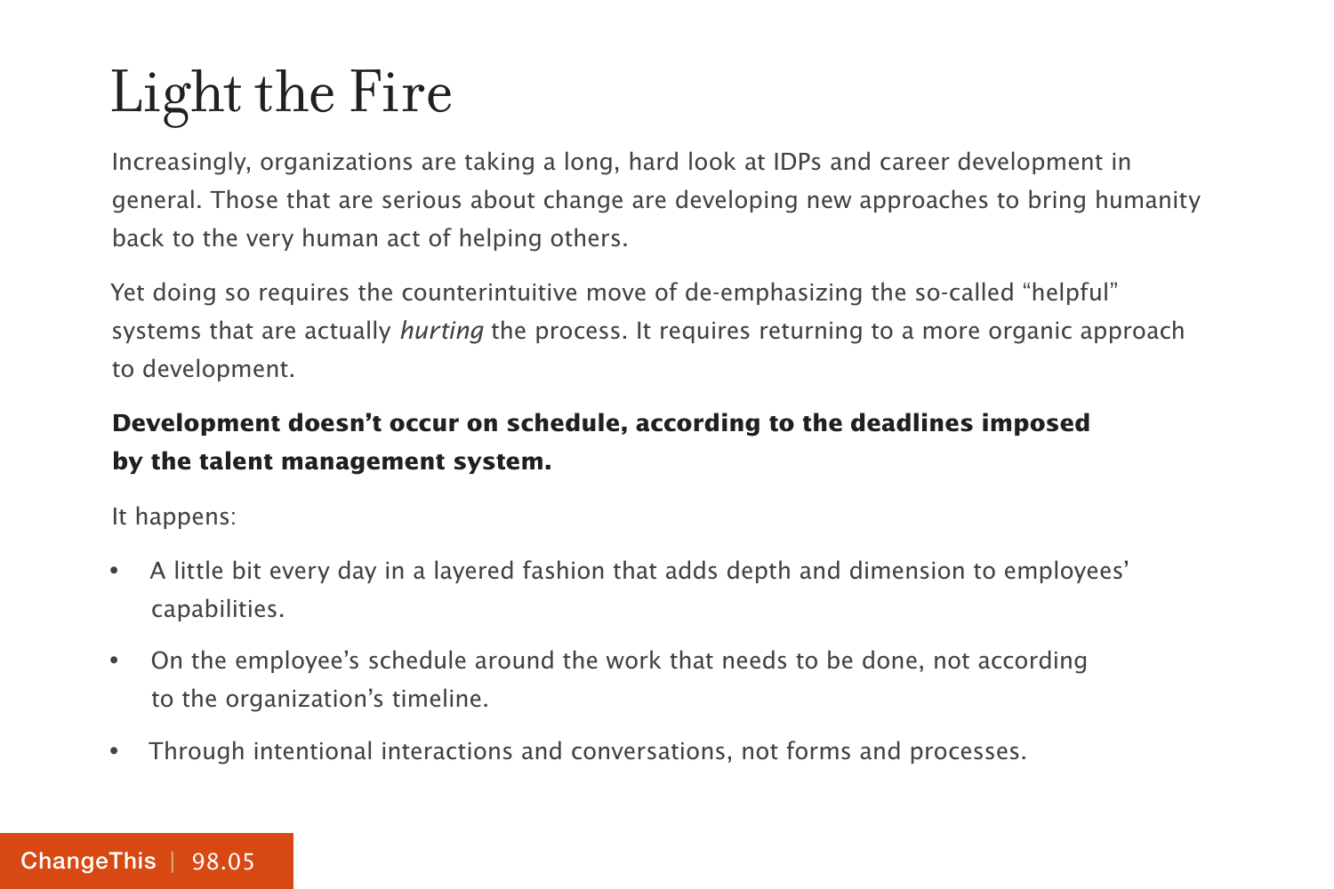# Light the Fire

Increasingly, organizations are taking a long, hard look at IDPs and career development in general. Those that are serious about change are developing new approaches to bring humanity back to the very human act of helping others.

Yet doing so requires the counterintuitive move of de-emphasizing the so-called "helpful" systems that are actually *hurting* the process. It requires returning to a more organic approach to development.

**Development doesn't occur on schedule, according to the deadlines imposed by the talent management system.**

It happens:

- A little bit every day in a layered fashion that adds depth and dimension to employees' capabilities.
- On the employee's schedule around the work that needs to be done, not according to the organization's timeline.
- Through intentional interactions and conversations, not forms and processes.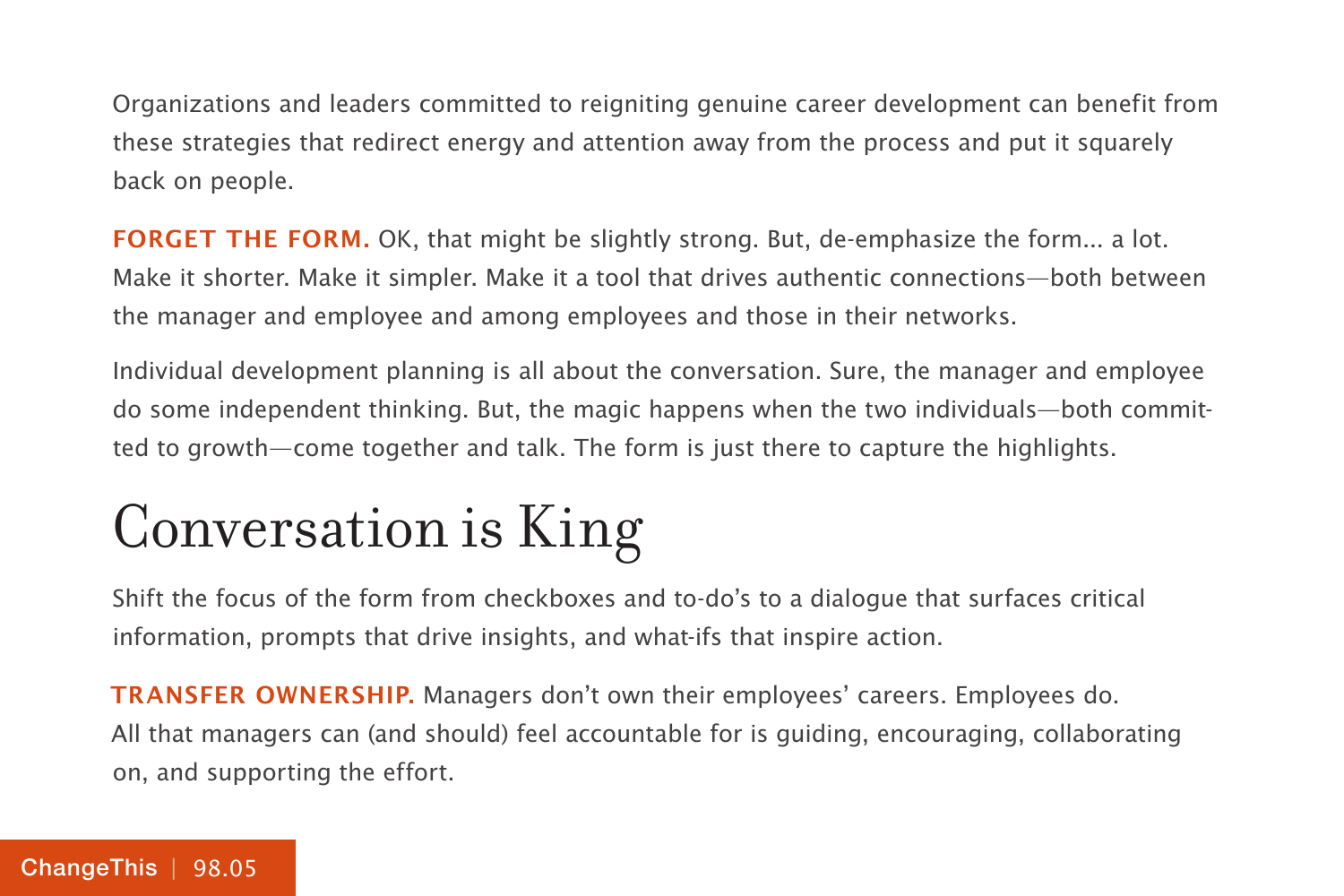Organizations and leaders committed to reigniting genuine career development can benefit from these strategies that redirect energy and attention away from the process and put it squarely back on people.

**FORGET THE FORM.** OK, that might be slightly strong. But, de-emphasize the form... a lot. Make it shorter. Make it simpler. Make it a tool that drives authentic connections—both between the manager and employee and among employees and those in their networks.

Individual development planning is all about the conversation. Sure, the manager and employee do some independent thinking. But, the magic happens when the two individuals—both committed to growth—come together and talk. The form is just there to capture the highlights.

# Conversation is King

Shift the focus of the form from checkboxes and to-do's to a dialogue that surfaces critical information, prompts that drive insights, and what-ifs that inspire action.

**TRANSFER OWNERSHIP.** Managers don't own their employees' careers. Employees do. All that managers can (and should) feel accountable for is guiding, encouraging, collaborating on, and supporting the effort.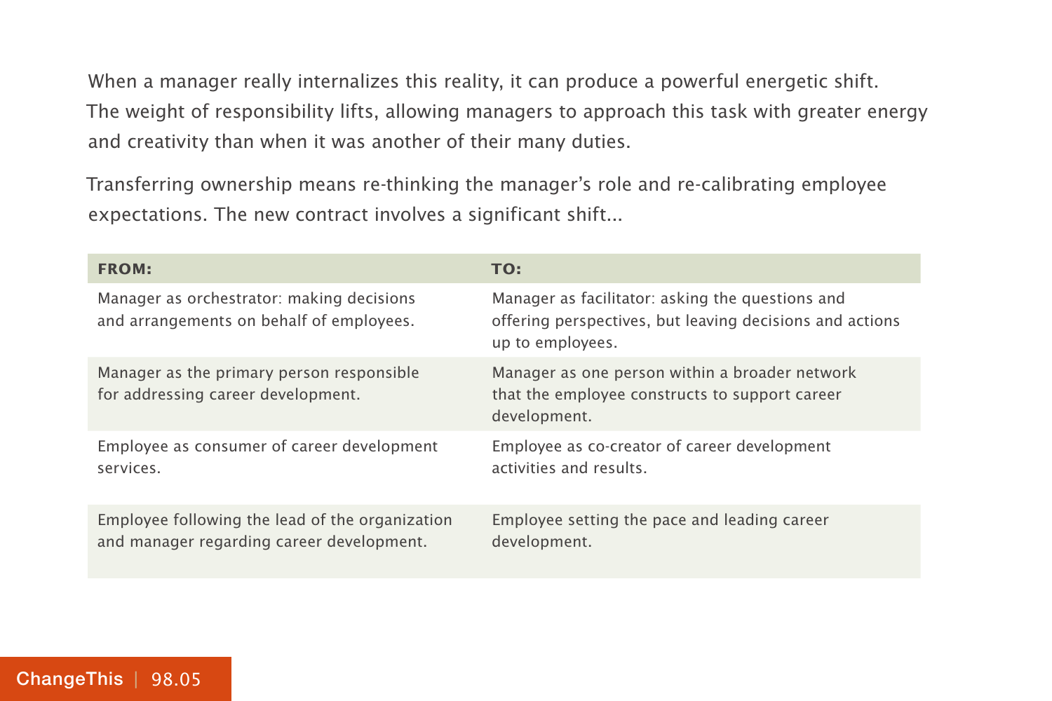When a manager really internalizes this reality, it can produce a powerful energetic shift. The weight of responsibility lifts, allowing managers to approach this task with greater energy and creativity than when it was another of their many duties.

Transferring ownership means re-thinking the manager's role and re-calibrating employee expectations. The new contract involves a significant shift...

| FROM: | TO: |
|---|---|
| Manager as orchestrator: making decisions and arrangements on behalf of employees. | Manager as facilitator: asking the questions and offering perspectives, but leaving decisions and actions up to employees. |
| Manager as the primary person responsible for addressing career development. | Manager as one person within a broader network that the employee constructs to support career development. |
| Employee as consumer of career development services. | Employee as co-creator of career development activities and results. |
| Employee following the lead of the organization and manager regarding career development. | Employee setting the pace and leading career development. |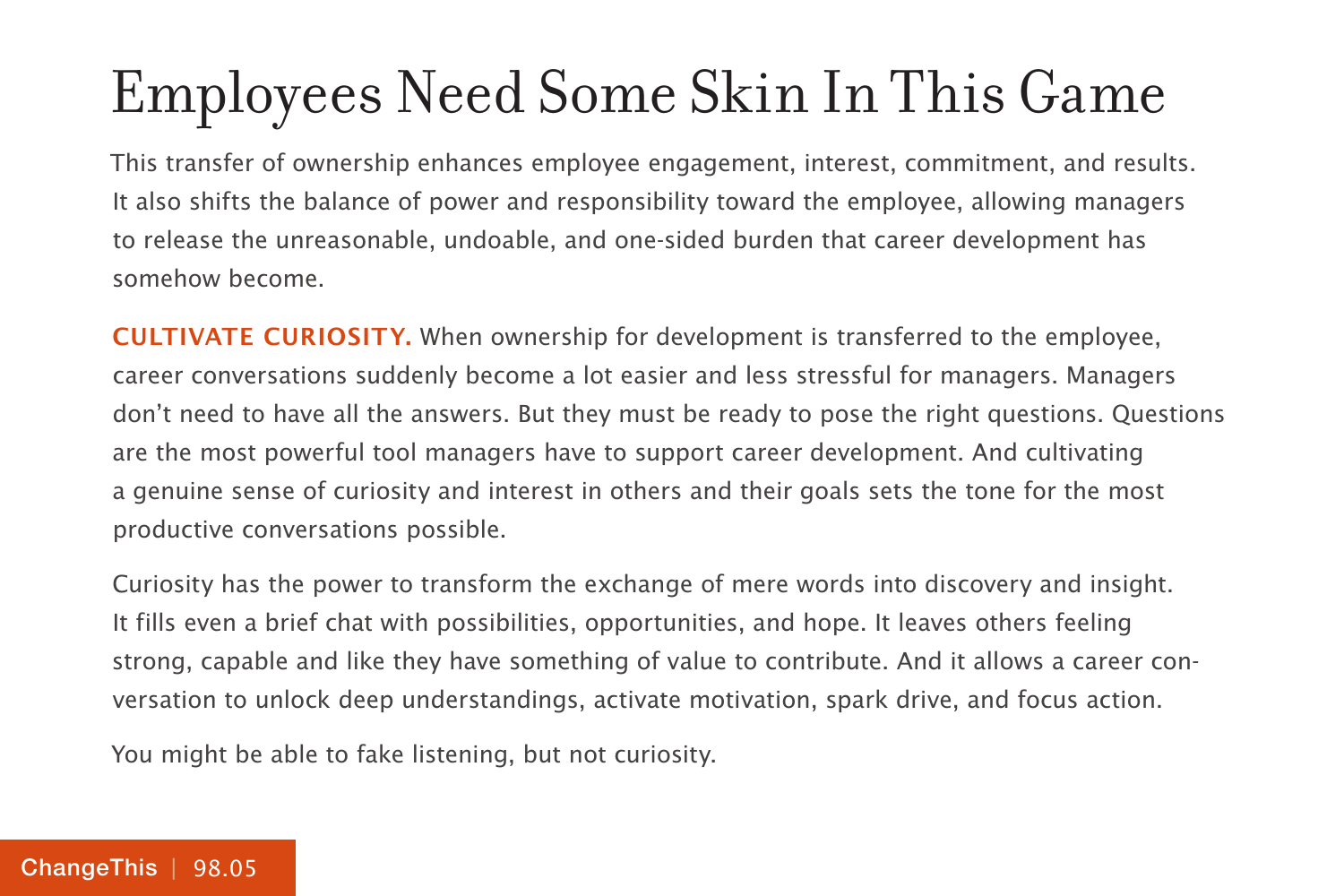# Employees Need Some Skin In This Game

This transfer of ownership enhances employee engagement, interest, commitment, and results. It also shifts the balance of power and responsibility toward the employee, allowing managers to release the unreasonable, undoable, and one-sided burden that career development has somehow become.

**CULTIVATE CURIOSITY.** When ownership for development is transferred to the employee, career conversations suddenly become a lot easier and less stressful for managers. Managers don't need to have all the answers. But they must be ready to pose the right questions. Questions are the most powerful tool managers have to support career development. And cultivating a genuine sense of curiosity and interest in others and their goals sets the tone for the most productive conversations possible.

Curiosity has the power to transform the exchange of mere words into discovery and insight. It fills even a brief chat with possibilities, opportunities, and hope. It leaves others feeling strong, capable and like they have something of value to contribute. And it allows a career conversation to unlock deep understandings, activate motivation, spark drive, and focus action.

You might be able to fake listening, but not curiosity.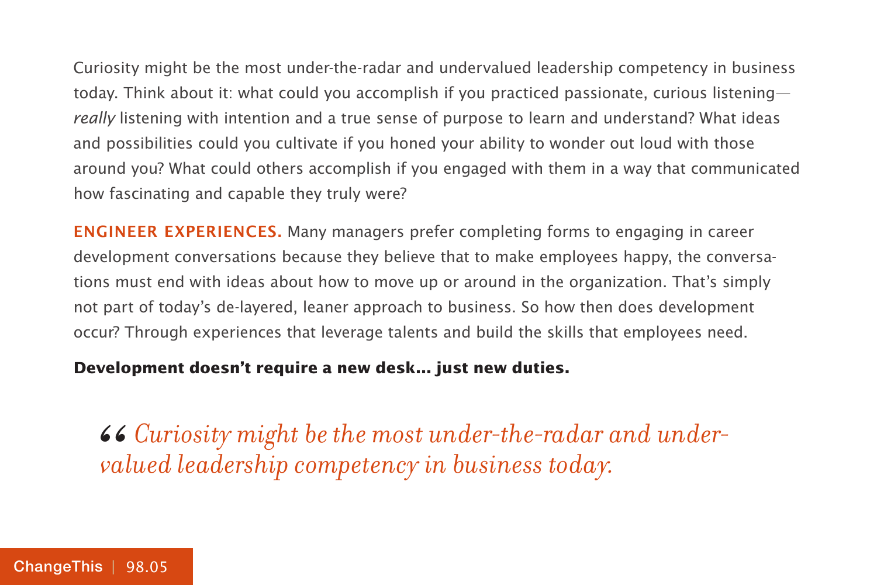Curiosity might be the most under-the-radar and undervalued leadership competency in business today. Think about it: what could you accomplish if you practiced passionate, curious listening—*really* listening with intention and a true sense of purpose to learn and understand? What ideas and possibilities could you cultivate if you honed your ability to wonder out loud with those around you? What could others accomplish if you engaged with them in a way that communicated how fascinating and capable they truly were?

**ENGINEER EXPERIENCES.** Many managers prefer completing forms to engaging in career development conversations because they believe that to make employees happy, the conversations must end with ideas about how to move up or around in the organization. That's simply not part of today's de-layered, leaner approach to business. So how then does development occur? Through experiences that leverage talents and build the skills that employees need.

**Development doesn't require a new desk... just new duties.**

> *“Curiosity might be the most under-the-radar and undervalued leadership competency in business today.*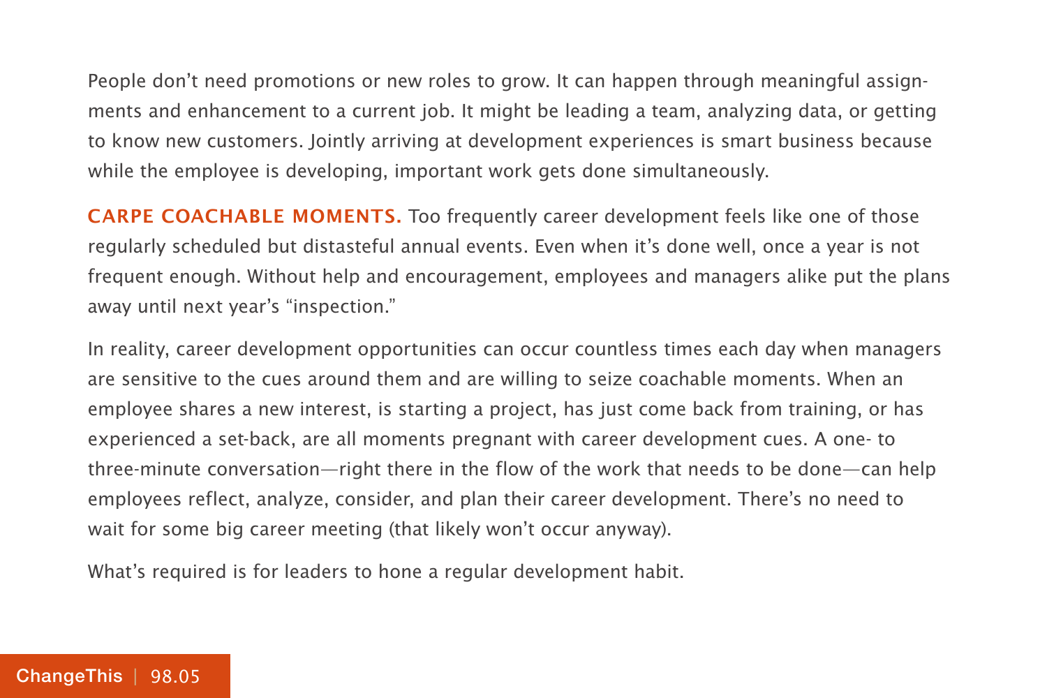People don't need promotions or new roles to grow. It can happen through meaningful assignments and enhancement to a current job. It might be leading a team, analyzing data, or getting to know new customers. Jointly arriving at development experiences is smart business because while the employee is developing, important work gets done simultaneously.

**CARPE COACHABLE MOMENTS.** Too frequently career development feels like one of those regularly scheduled but distasteful annual events. Even when it's done well, once a year is not frequent enough. Without help and encouragement, employees and managers alike put the plans away until next year's "inspection."

In reality, career development opportunities can occur countless times each day when managers are sensitive to the cues around them and are willing to seize coachable moments. When an employee shares a new interest, is starting a project, has just come back from training, or has experienced a set-back, are all moments pregnant with career development cues. A one- to three-minute conversation—right there in the flow of the work that needs to be done—can help employees reflect, analyze, consider, and plan their career development. There's no need to wait for some big career meeting (that likely won't occur anyway).

What's required is for leaders to hone a regular development habit.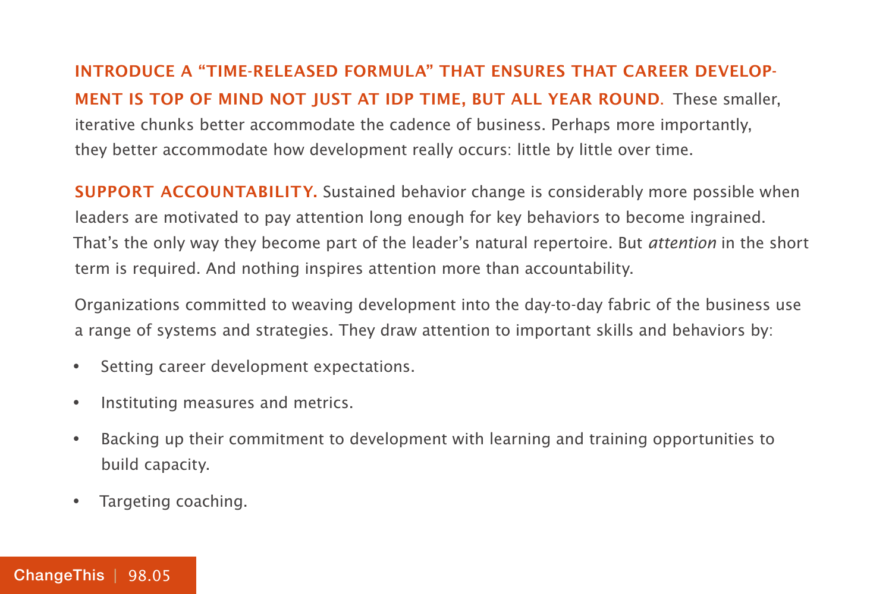**INTRODUCE A "TIME-RELEASED FORMULA" THAT ENSURES THAT CAREER DEVELOPMENT IS TOP OF MIND NOT JUST AT IDP TIME, BUT ALL YEAR ROUND.** These smaller, iterative chunks better accommodate the cadence of business. Perhaps more importantly, they better accommodate how development really occurs: little by little over time.

**SUPPORT ACCOUNTABILITY.** Sustained behavior change is considerably more possible when leaders are motivated to pay attention long enough for key behaviors to become ingrained. That's the only way they become part of the leader's natural repertoire. But *attention* in the short term is required. And nothing inspires attention more than accountability.

Organizations committed to weaving development into the day-to-day fabric of the business use a range of systems and strategies. They draw attention to important skills and behaviors by:

- Setting career development expectations.
- Instituting measures and metrics.
- Backing up their commitment to development with learning and training opportunities to build capacity.
- Targeting coaching.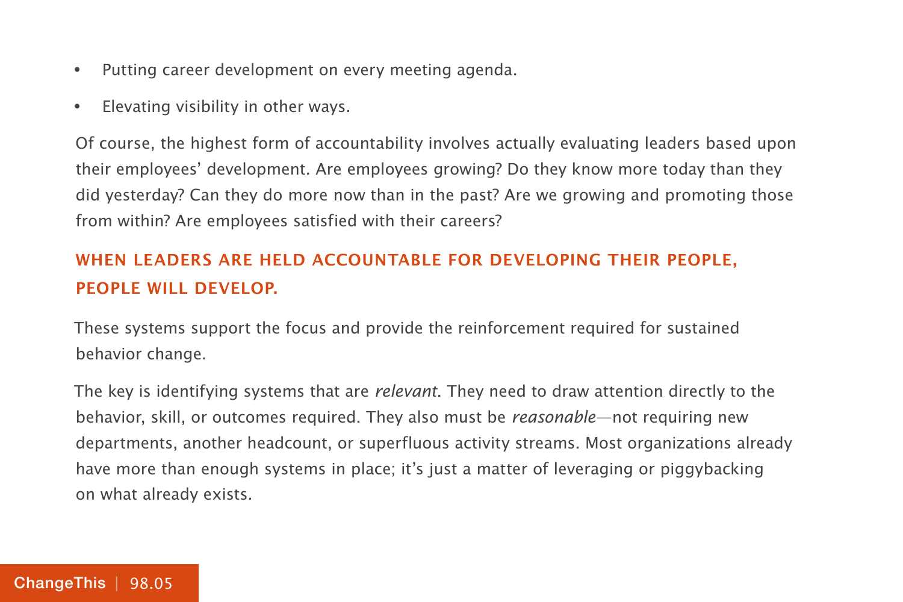- Putting career development on every meeting agenda.
- Elevating visibility in other ways.

Of course, the highest form of accountability involves actually evaluating leaders based upon their employees' development. Are employees growing? Do they know more today than they did yesterday? Can they do more now than in the past? Are we growing and promoting those from within? Are employees satisfied with their careers?

**WHEN LEADERS ARE HELD ACCOUNTABLE FOR DEVELOPING THEIR PEOPLE, PEOPLE WILL DEVELOP.**

These systems support the focus and provide the reinforcement required for sustained behavior change.

The key is identifying systems that are *relevant*. They need to draw attention directly to the behavior, skill, or outcomes required. They also must be *reasonable*—not requiring new departments, another headcount, or superfluous activity streams. Most organizations already have more than enough systems in place; it's just a matter of leveraging or piggybacking on what already exists.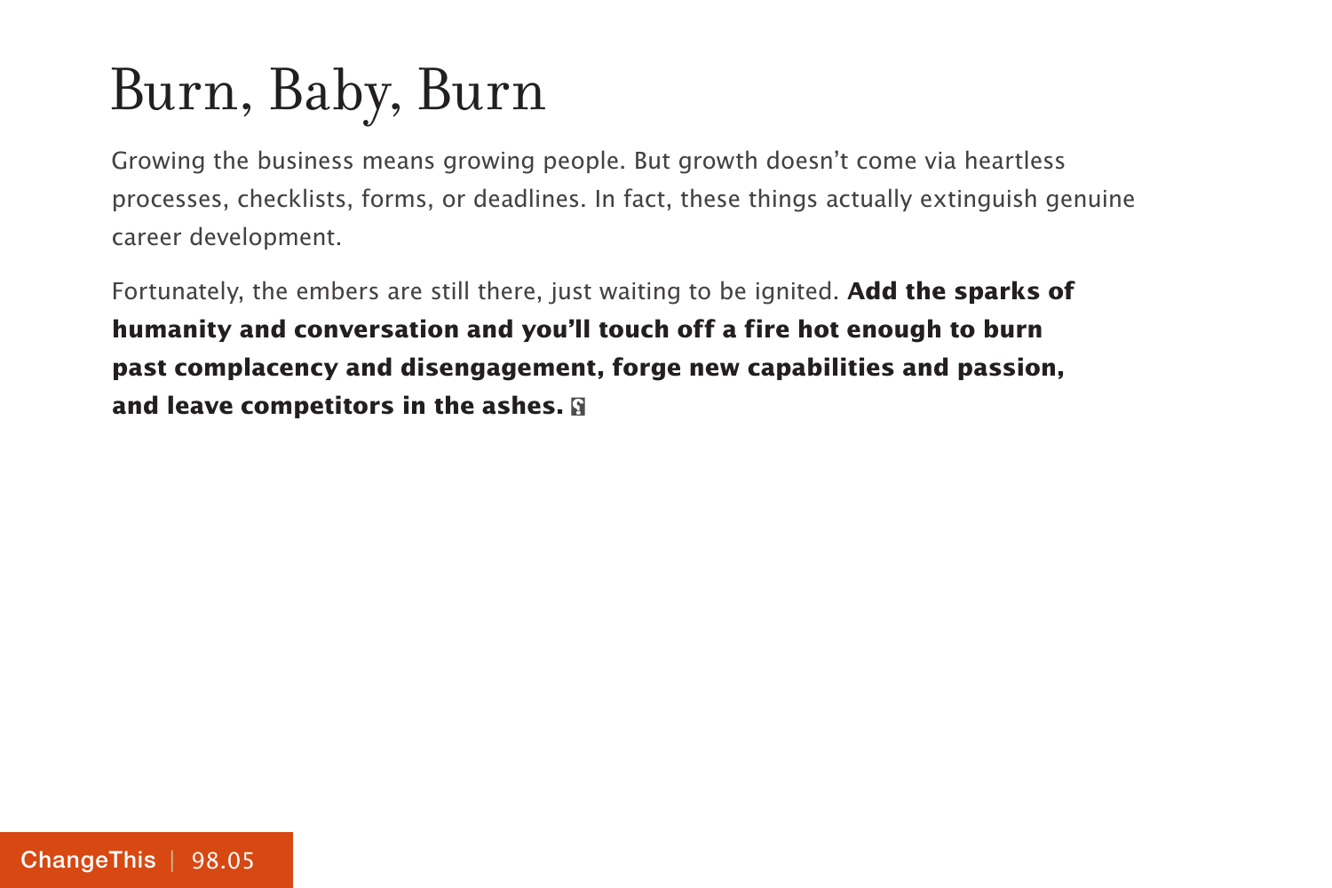# Burn, Baby, Burn

Growing the business means growing people. But growth doesn't come via heartless processes, checklists, forms, or deadlines. In fact, these things actually extinguish genuine career development.

Fortunately, the embers are still there, just waiting to be ignited. **Add the sparks of humanity and conversation and you'll touch off a fire hot enough to burn past complacency and disengagement, forge new capabilities and passion, and leave competitors in the ashes.**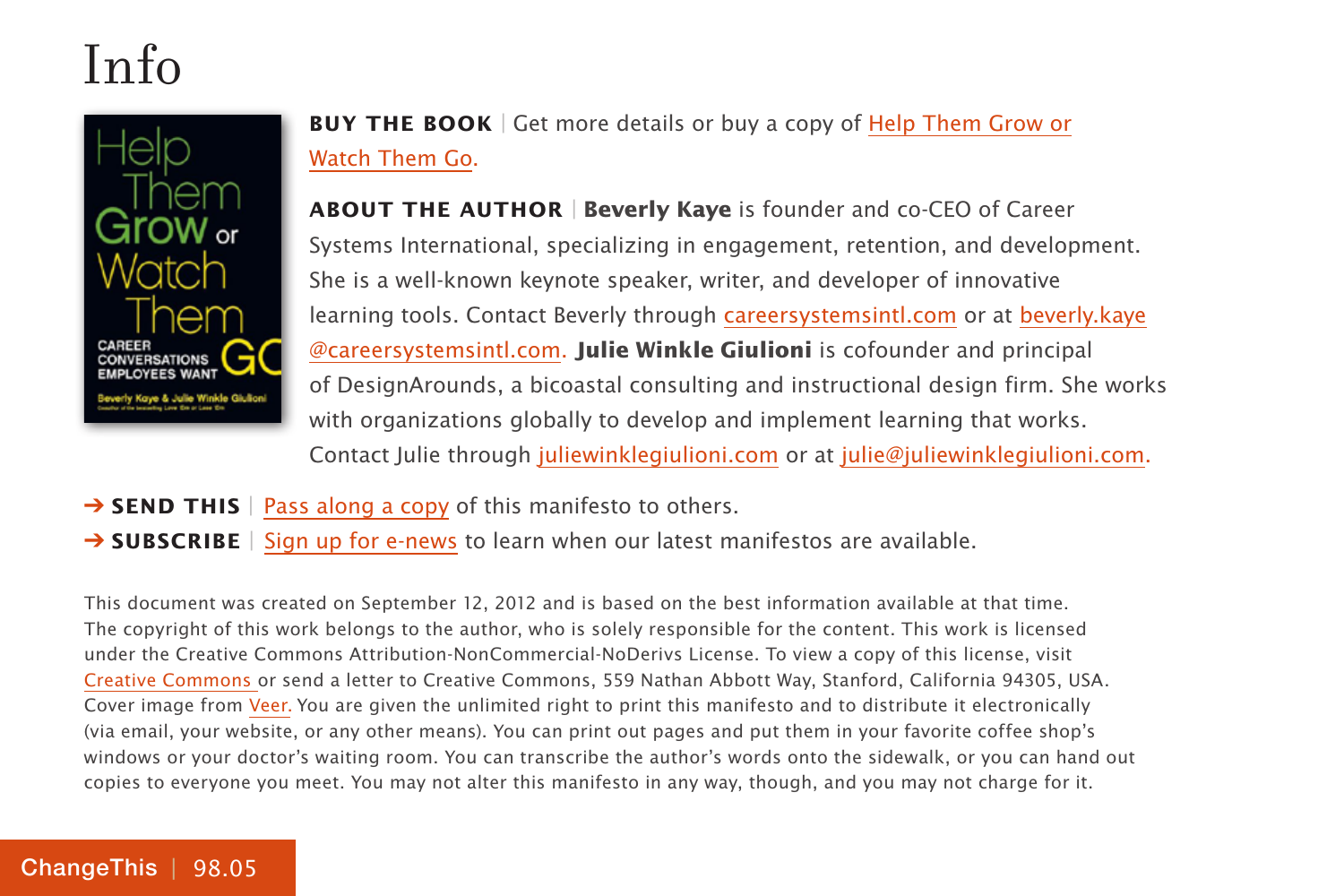# Info

**BUY THE BOOK** | Get more details or buy a copy of Help Them Grow or Watch Them Go.

**ABOUT THE AUTHOR** | **Beverly Kaye** is founder and co-CEO of Career Systems International, specializing in engagement, retention, and development. She is a well-known keynote speaker, writer, and developer of innovative learning tools. Contact Beverly through careersystemsintl.com or at beverly.kaye@careersystemsintl.com. **Julie Winkle Giulioni** is cofounder and principal of DesignArounds, a bicoastal consulting and instructional design firm. She works with organizations globally to develop and implement learning that works. Contact Julie through juliewinklegiulioni.com or at julie@juliewinklegiulioni.com.

➔ **SEND THIS** | Pass along a copy of this manifesto to others.

➔ **SUBSCRIBE** | Sign up for e-news to learn when our latest manifestos are available.

This document was created on September 12, 2012 and is based on the best information available at that time. The copyright of this work belongs to the author, who is solely responsible for the content. This work is licensed under the Creative Commons Attribution-NonCommercial-NoDerivs License. To view a copy of this license, visit Creative Commons or send a letter to Creative Commons, 559 Nathan Abbott Way, Stanford, California 94305, USA. Cover image from Veer. You are given the unlimited right to print this manifesto and to distribute it electronically (via email, your website, or any other means). You can print out pages and put them in your favorite coffee shop's windows or your doctor's waiting room. You can transcribe the author's words onto the sidewalk, or you can hand out copies to everyone you meet. You may not alter this manifesto in any way, though, and you may not charge for it.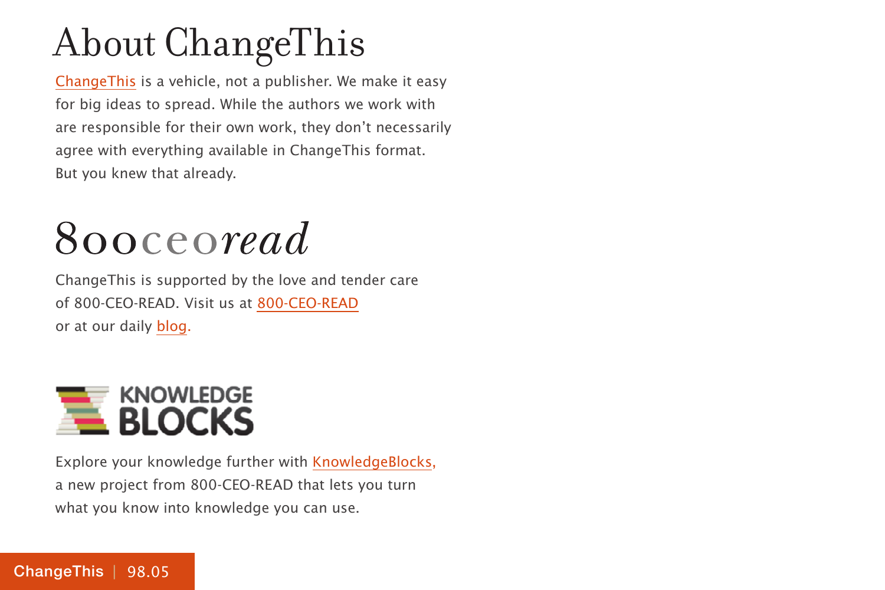# About ChangeThis

ChangeThis is a vehicle, not a publisher. We make it easy for big ideas to spread. While the authors we work with are responsible for their own work, they don't necessarily agree with everything available in ChangeThis format. But you knew that already.

# 800ceo*read*

ChangeThis is supported by the love and tender care of 800-CEO-READ. Visit us at 800-CEO-READ or at our daily blog.

# KNOWLEDGE BLOCKS

Explore your knowledge further with KnowledgeBlocks, a new project from 800-CEO-READ that lets you turn what you know into knowledge you can use.